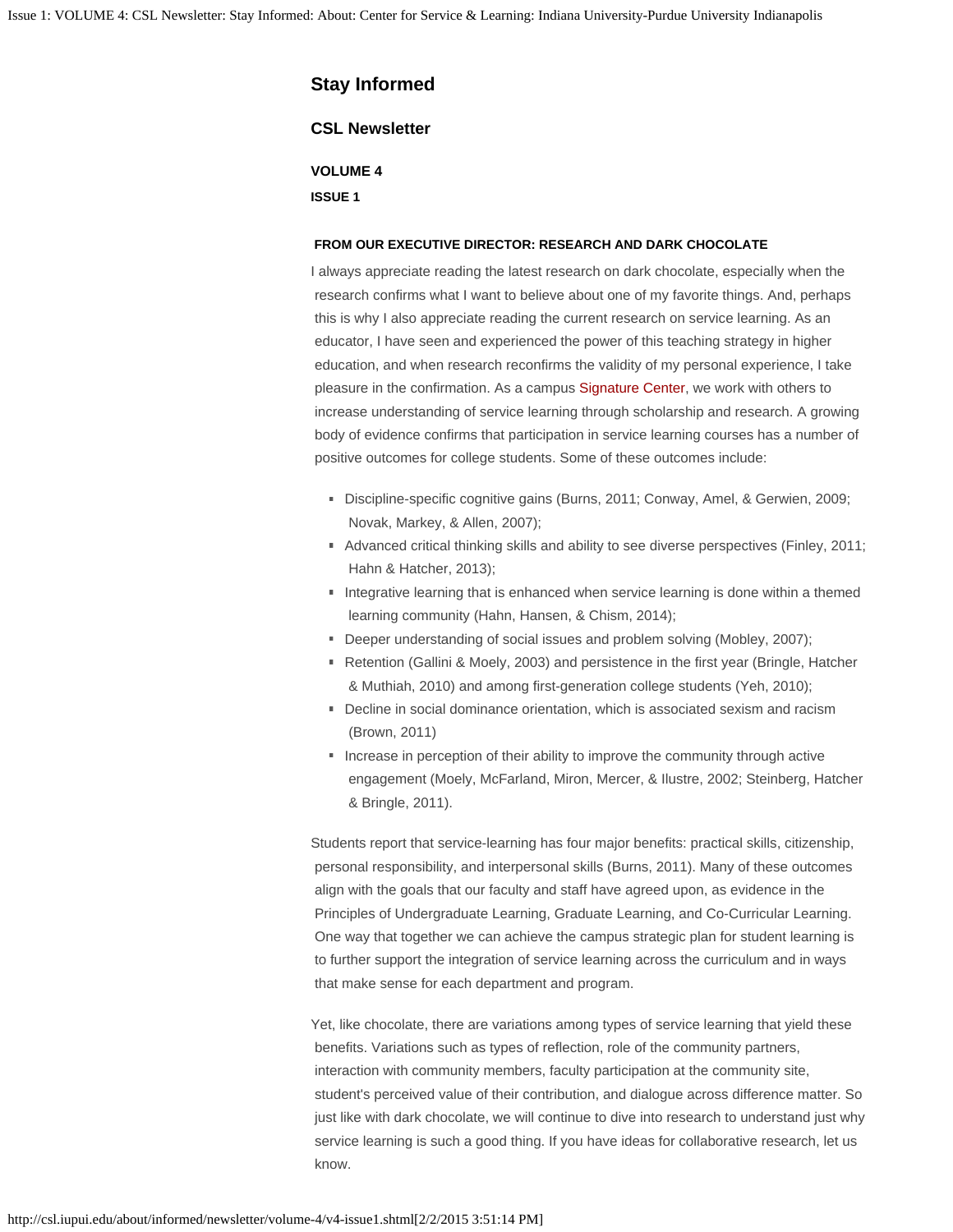## Stay Informed

### CSL Newsletter

**VOLUME 4**

**ISSUE 1**

#### FROM OUR EXECUTIVE DIRECTOR: RESEARCH AND DARK CHOCOLATE

I always appreciate reading the latest research on dark chocolate, especially when the research confirms what I want to believe about one of my favorite things. And, perhaps this is why I also appreciate reading the current research on service learning. As an educator, I have seen and experienced the power of this teaching strategy in higher education, and when research reconfirms the validity of my personal experience, I take pleasure in the confirmation. As a campus Signature Center, we work with others to increase understanding of service learning through scholarship and research. A growing body of evidence confirms that participation in service learning courses has a number of positive outcomes for college students. Some of these outcomes include:

- Discipline-specific cognitive gains (Burns, 2011; Conway, Amel, & Gerwien, 2009; Novak, Markey, & Allen, 2007);
- Advanced critical thinking skills and ability to see diverse perspectives (Finley, 2011; Hahn & Hatcher, 2013);
- Integrative learning that is enhanced when service learning is done within a themed learning community (Hahn, Hansen, & Chism, 2014);
- Deeper understanding of social issues and problem solving (Mobley, 2007);
- Retention (Gallini & Moely, 2003) and persistence in the first year (Bringle, Hatcher & Muthiah, 2010) and among first-generation college students (Yeh, 2010);
- Decline in social dominance orientation, which is associated sexism and racism (Brown, 2011)
- Increase in perception of their ability to improve the community through active engagement (Moely, McFarland, Miron, Mercer, & Ilustre, 2002; Steinberg, Hatcher & Bringle, 2011).

Students report that service-learning has four major benefits: practical skills, citizenship, personal responsibility, and interpersonal skills (Burns, 2011). Many of these outcomes align with the goals that our faculty and staff have agreed upon, as evidence in the Principles of Undergraduate Learning, Graduate Learning, and Co-Curricular Learning. One way that together we can achieve the campus strategic plan for student learning is to further support the integration of service learning across the curriculum and in ways that make sense for each department and program.

Yet, like chocolate, there are variations among types of service learning that yield these benefits. Variations such as types of reflection, role of the community partners, interaction with community members, faculty participation at the community site, student's perceived value of their contribution, and dialogue across difference matter. So just like with dark chocolate, we will continue to dive into research to understand just why service learning is such a good thing. If you have ideas for collaborative research, let us know.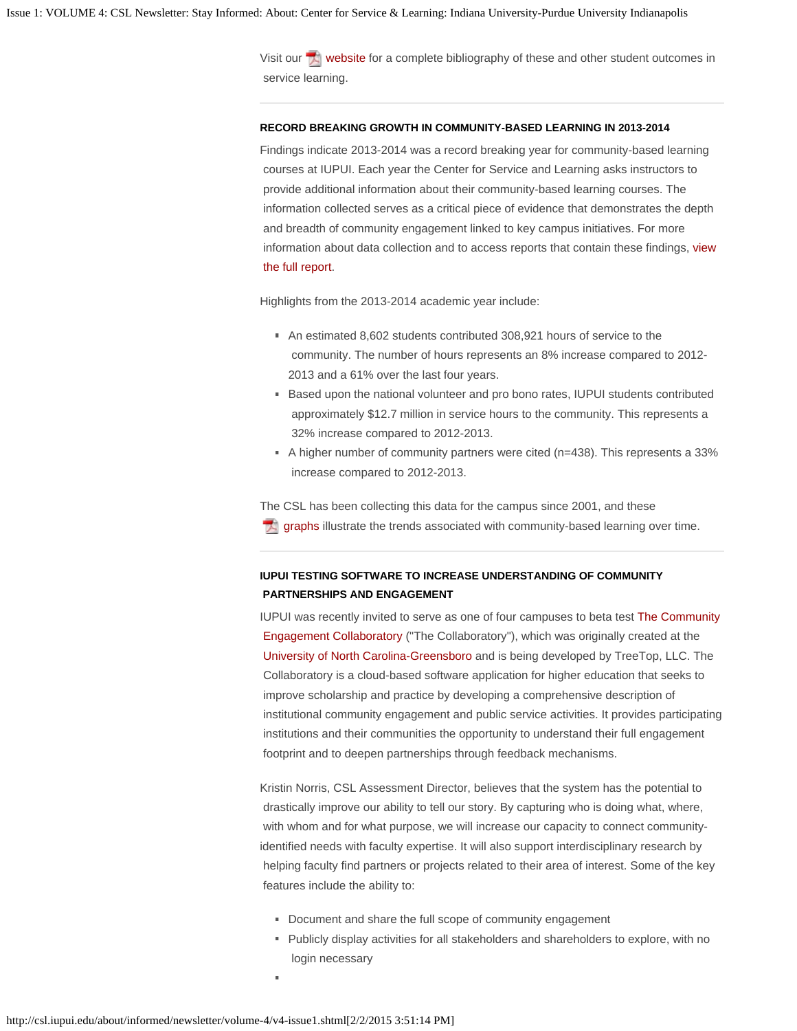Visit our website for a complete bibliography of these and other student outcomes in service learning.

---

### RECORD BREAKING GROWTH IN COMMUNITY-BASED LEARNING IN 2013-2014

Findings indicate 2013-2014 was a record breaking year for community-based learning courses at IUPUI. Each year the Center for Service and Learning asks instructors to provide additional information about their community-based learning courses. The information collected serves as a critical piece of evidence that demonstrates the depth and breadth of community engagement linked to key campus initiatives. For more information about data collection and to access reports that contain these findings, view the full report.

Highlights from the 2013-2014 academic year include:

- An estimated 8,602 students contributed 308,921 hours of service to the community. The number of hours represents an 8% increase compared to 2012-2013 and a 61% over the last four years.
- Based upon the national volunteer and pro bono rates, IUPUI students contributed approximately $12.7 million in service hours to the community. This represents a 32% increase compared to 2012-2013.
- A higher number of community partners were cited (n=438). This represents a 33% increase compared to 2012-2013.

The CSL has been collecting this data for the campus since 2001, and these graphs illustrate the trends associated with community-based learning over time.

---

### IUPUI TESTING SOFTWARE TO INCREASE UNDERSTANDING OF COMMUNITY PARTNERSHIPS AND ENGAGEMENT

IUPUI was recently invited to serve as one of four campuses to beta test The Community Engagement Collaboratory ("The Collaboratory"), which was originally created at the University of North Carolina-Greensboro and is being developed by TreeTop, LLC. The Collaboratory is a cloud-based software application for higher education that seeks to improve scholarship and practice by developing a comprehensive description of institutional community engagement and public service activities. It provides participating institutions and their communities the opportunity to understand their full engagement footprint and to deepen partnerships through feedback mechanisms.

Kristin Norris, CSL Assessment Director, believes that the system has the potential to drastically improve our ability to tell our story. By capturing who is doing what, where, with whom and for what purpose, we will increase our capacity to connect community-identified needs with faculty expertise. It will also support interdisciplinary research by helping faculty find partners or projects related to their area of interest. Some of the key features include the ability to:

- Document and share the full scope of community engagement
- Publicly display activities for all stakeholders and shareholders to explore, with no login necessary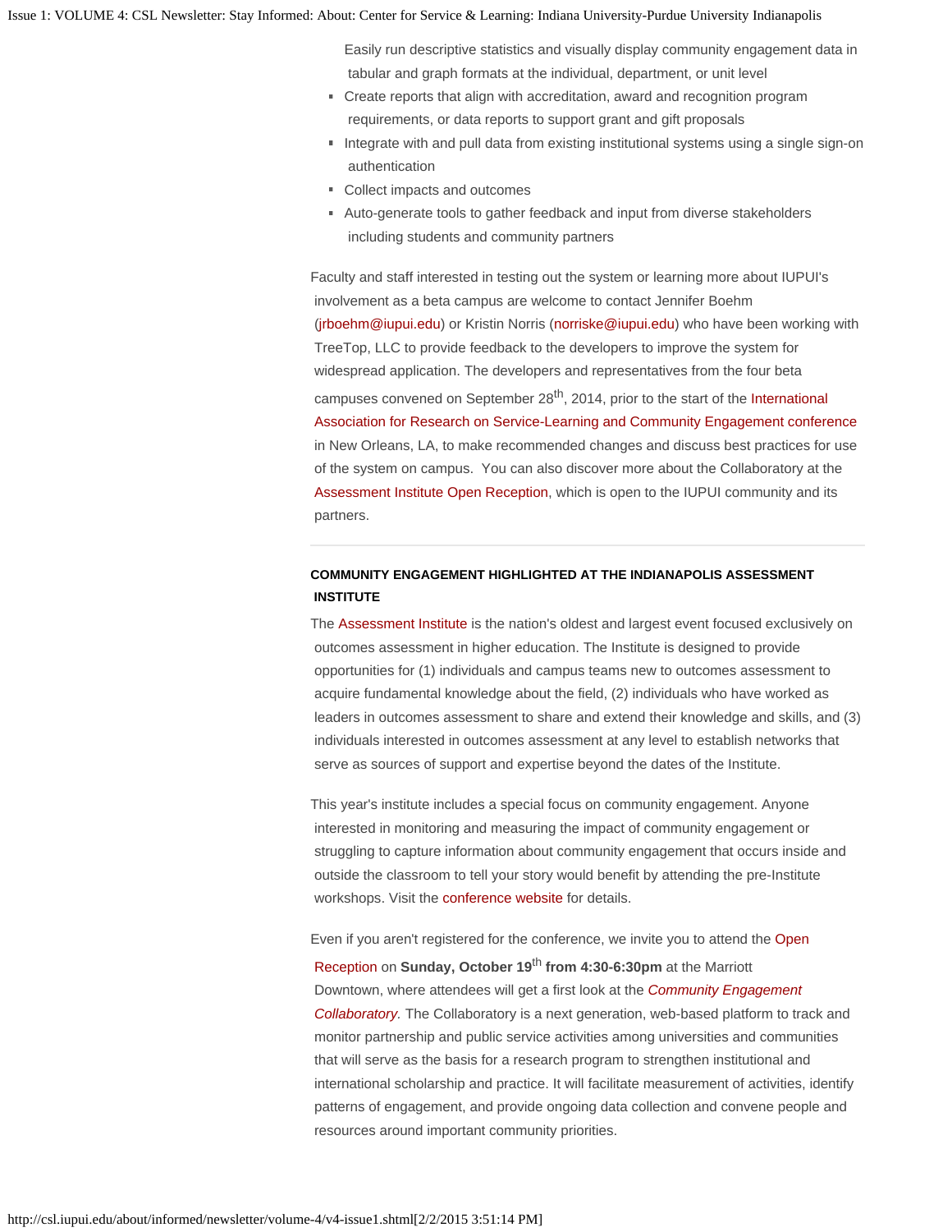Easily run descriptive statistics and visually display community engagement data in tabular and graph formats at the individual, department, or unit level
- Create reports that align with accreditation, award and recognition program requirements, or data reports to support grant and gift proposals
- Integrate with and pull data from existing institutional systems using a single sign-on authentication
- Collect impacts and outcomes
- Auto-generate tools to gather feedback and input from diverse stakeholders including students and community partners

Faculty and staff interested in testing out the system or learning more about IUPUI's involvement as a beta campus are welcome to contact Jennifer Boehm (jrboehm@iupui.edu) or Kristin Norris (norriske@iupui.edu) who have been working with TreeTop, LLC to provide feedback to the developers to improve the system for widespread application. The developers and representatives from the four beta campuses convened on September 28th, 2014, prior to the start of the International Association for Research on Service-Learning and Community Engagement conference in New Orleans, LA, to make recommended changes and discuss best practices for use of the system on campus. You can also discover more about the Collaboratory at the Assessment Institute Open Reception, which is open to the IUPUI community and its partners.

---

### COMMUNITY ENGAGEMENT HIGHLIGHTED AT THE INDIANAPOLIS ASSESSMENT INSTITUTE

The Assessment Institute is the nation's oldest and largest event focused exclusively on outcomes assessment in higher education. The Institute is designed to provide opportunities for (1) individuals and campus teams new to outcomes assessment to acquire fundamental knowledge about the field, (2) individuals who have worked as leaders in outcomes assessment to share and extend their knowledge and skills, and (3) individuals interested in outcomes assessment at any level to establish networks that serve as sources of support and expertise beyond the dates of the Institute.

This year's institute includes a special focus on community engagement. Anyone interested in monitoring and measuring the impact of community engagement or struggling to capture information about community engagement that occurs inside and outside the classroom to tell your story would benefit by attending the pre-Institute workshops. Visit the conference website for details.

Even if you aren't registered for the conference, we invite you to attend the Open Reception on **Sunday, October 19th from 4:30-6:30pm** at the Marriott Downtown, where attendees will get a first look at the *Community Engagement Collaboratory.* The Collaboratory is a next generation, web-based platform to track and monitor partnership and public service activities among universities and communities that will serve as the basis for a research program to strengthen institutional and international scholarship and practice. It will facilitate measurement of activities, identify patterns of engagement, and provide ongoing data collection and convene people and resources around important community priorities.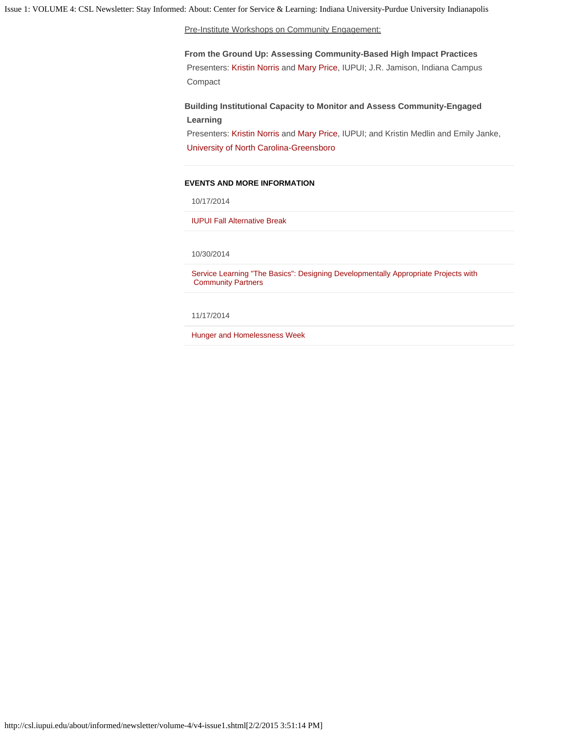Pre-Institute Workshops on Community Engagement:

**From the Ground Up: Assessing Community-Based High Impact Practices**
Presenters: Kristin Norris and Mary Price, IUPUI; J.R. Jamison, Indiana Campus Compact

**Building Institutional Capacity to Monitor and Assess Community-Engaged Learning**
Presenters: Kristin Norris and Mary Price, IUPUI; and Kristin Medlin and Emily Janke, University of North Carolina-Greensboro

---

**EVENTS AND MORE INFORMATION**

10/17/2014

IUPUI Fall Alternative Break

10/30/2014

Service Learning "The Basics": Designing Developmentally Appropriate Projects with Community Partners

11/17/2014

Hunger and Homelessness Week